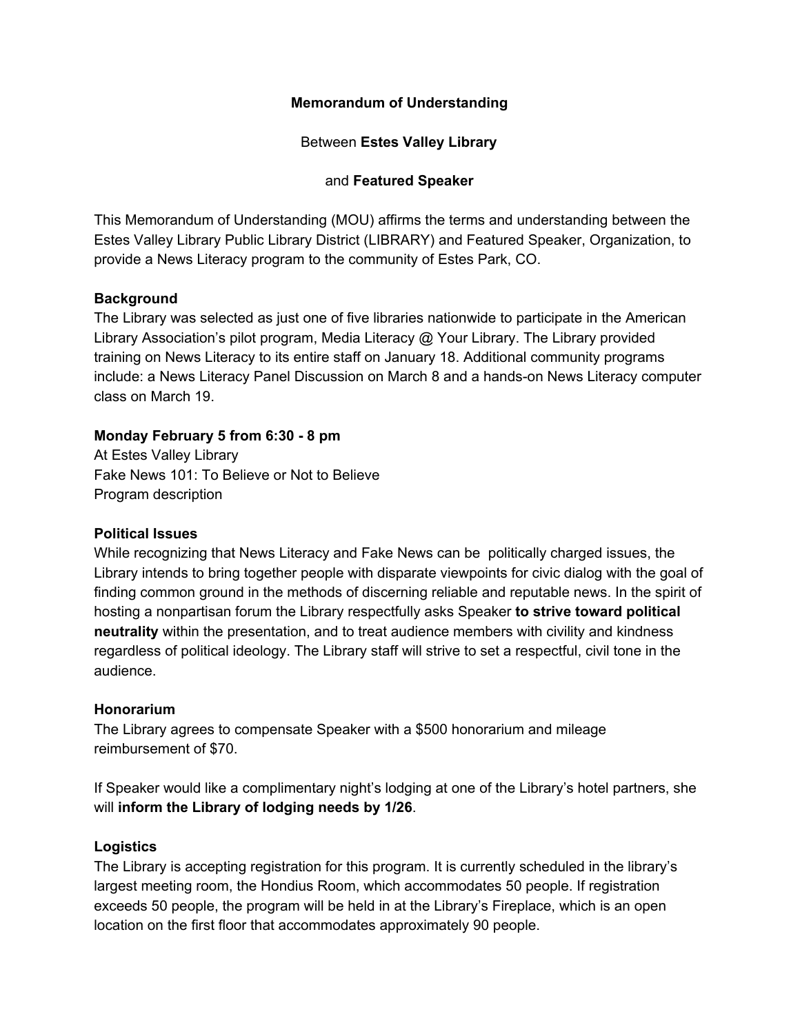**Memorandum of Understanding**

Between **Estes Valley Library**

and **Featured Speaker**

This Memorandum of Understanding (MOU) affirms the terms and understanding between the Estes Valley Library Public Library District (LIBRARY) and Featured Speaker, Organization, to provide a News Literacy program to the community of Estes Park, CO.

**Background**

The Library was selected as just one of five libraries nationwide to participate in the American Library Association's pilot program, Media Literacy @ Your Library. The Library provided training on News Literacy to its entire staff on January 18. Additional community programs include: a News Literacy Panel Discussion on March 8 and a hands-on News Literacy computer class on March 19.

**Monday February 5 from 6:30 - 8 pm**

At Estes Valley Library
Fake News 101: To Believe or Not to Believe
Program description

**Political Issues**

While recognizing that News Literacy and Fake News can be politically charged issues, the Library intends to bring together people with disparate viewpoints for civic dialog with the goal of finding common ground in the methods of discerning reliable and reputable news. In the spirit of hosting a nonpartisan forum the Library respectfully asks Speaker **to strive toward political neutrality** within the presentation, and to treat audience members with civility and kindness regardless of political ideology. The Library staff will strive to set a respectful, civil tone in the audience.

**Honorarium**

The Library agrees to compensate Speaker with a $500 honorarium and mileage reimbursement of $70.

If Speaker would like a complimentary night's lodging at one of the Library's hotel partners, she will **inform the Library of lodging needs by 1/26**.

**Logistics**

The Library is accepting registration for this program. It is currently scheduled in the library's largest meeting room, the Hondius Room, which accommodates 50 people. If registration exceeds 50 people, the program will be held in at the Library's Fireplace, which is an open location on the first floor that accommodates approximately 90 people.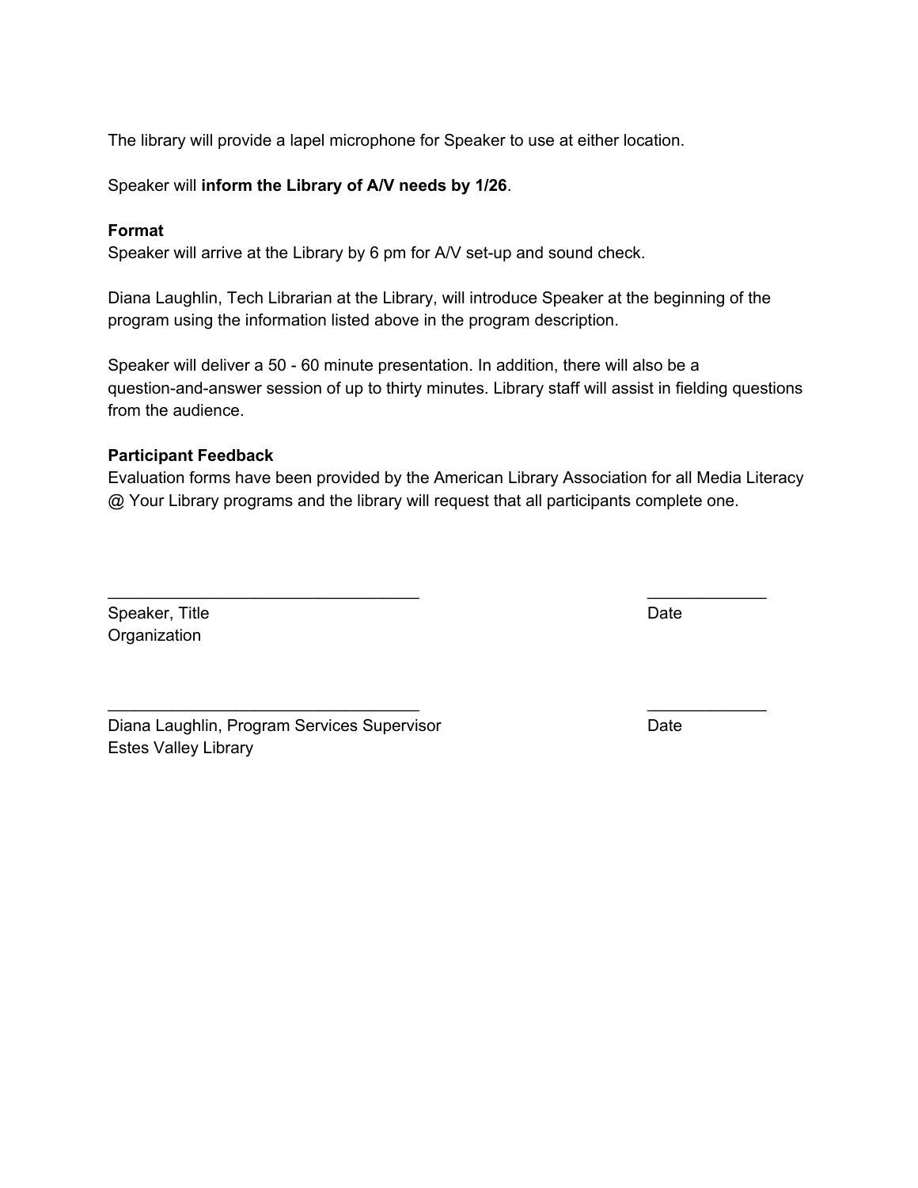The library will provide a lapel microphone for Speaker to use at either location.

Speaker will **inform the Library of A/V needs by 1/26**.

**Format**

Speaker will arrive at the Library by 6 pm for A/V set-up and sound check.

Diana Laughlin, Tech Librarian at the Library, will introduce Speaker at the beginning of the program using the information listed above in the program description.

Speaker will deliver a 50 - 60 minute presentation. In addition, there will also be a question-and-answer session of up to thirty minutes. Library staff will assist in fielding questions from the audience.

**Participant Feedback**

Evaluation forms have been provided by the American Library Association for all Media Literacy @ Your Library programs and the library will request that all participants complete one.

___________________________________ _____________

Speaker, Title Date
Organization

___________________________________ _____________

Diana Laughlin, Program Services Supervisor Date
Estes Valley Library